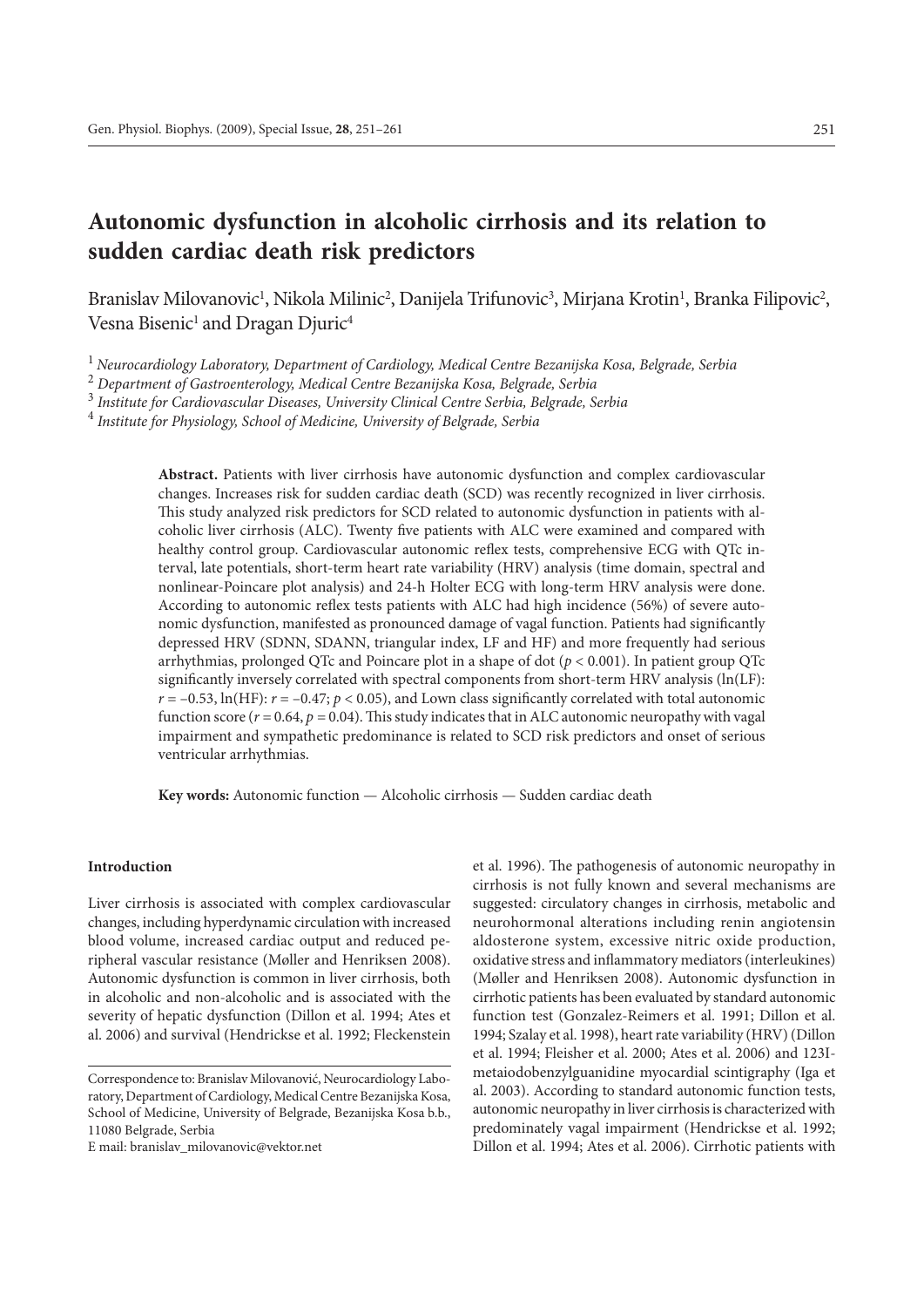// Autonomic dysfunction in alcoholic cirrhosis and its relation to sudden cardiac death risk predictors

Branislav Milovanovic[1], Nikola Milinic[2], Danijela Trifunovic[3], Mirjana Krotin[1], Branka Filipovic[2], Vesna Bisenic[1] and Dragan Djuric[4]

[1] *Neurocardiology Laboratory, Department of Cardiology, Medical Centre Bezanijska Kosa, Belgrade, Serbia*

[2] *Department of Gastroenterology, Medical Centre Bezanijska Kosa, Belgrade, Serbia*

[3] *Institute for Cardiovascular Diseases, University Clinical Centre Serbia, Belgrade, Serbia*

[4] *Institute for Physiology, School of Medicine, University of Belgrade, Serbia*

**Abstract.** Patients with liver cirrhosis have autonomic dysfunction and complex cardiovascular changes. Increases risk for sudden cardiac death (SCD) was recently recognized in liver cirrhosis. This study analyzed risk predictors for SCD related to autonomic dysfunction in patients with alcoholic liver cirrhosis (ALC). Twenty five patients with ALC were examined and compared with healthy control group. Cardiovascular autonomic reflex tests, comprehensive ECG with QTc interval, late potentials, short-term heart rate variability (HRV) analysis (time domain, spectral and nonlinear-Poincare plot analysis) and 24-h Holter ECG with long-term HRV analysis were done. According to autonomic reflex tests patients with ALC had high incidence (56%) of severe autonomic dysfunction, manifested as pronounced damage of vagal function. Patients had significantly depressed HRV (SDNN, SDANN, triangular index, LF and HF) and more frequently had serious arrhythmias, prolonged QTc and Poincare plot in a shape of dot ($p < 0.001$). In patient group QTc significantly inversely correlated with spectral components from short-term HRV analysis (ln(LF): $r = -0.53$, ln(HF): $r = -0.47$; $p < 0.05$), and Lown class significantly correlated with total autonomic function score ($r = 0.64$, $p = 0.04$). This study indicates that in ALC autonomic neuropathy with vagal impairment and sympathetic predominance is related to SCD risk predictors and onset of serious ventricular arrhythmias.

**Key words:** Autonomic function — Alcoholic cirrhosis — Sudden cardiac death

## Introduction

Liver cirrhosis is associated with complex cardiovascular changes, including hyperdynamic circulation with increased blood volume, increased cardiac output and reduced peripheral vascular resistance (Møller and Henriksen 2008). Autonomic dysfunction is common in liver cirrhosis, both in alcoholic and non-alcoholic and is associated with the severity of hepatic dysfunction (Dillon et al. 1994; Ates et al. 2006) and survival (Hendrickse et al. 1992; Fleckenstein et al. 1996). The pathogenesis of autonomic neuropathy in cirrhosis is not fully known and several mechanisms are suggested: circulatory changes in cirrhosis, metabolic and neurohormonal alterations including renin angiotensin aldosterone system, excessive nitric oxide production, oxidative stress and inflammatory mediators (interleukines) (Møller and Henriksen 2008). Autonomic dysfunction in cirrhotic patients has been evaluated by standard autonomic function test (Gonzalez-Reimers et al. 1991; Dillon et al. 1994; Szalay et al. 1998), heart rate variability (HRV) (Dillon et al. 1994; Fleisher et al. 2000; Ates et al. 2006) and 123I-metaiodobenzylguanidine myocardial scintigraphy (Iga et al. 2003). According to standard autonomic function tests, autonomic neuropathy in liver cirrhosis is characterized with predominately vagal impairment (Hendrickse et al. 1992; Dillon et al. 1994; Ates et al. 2006). Cirrhotic patients with

Correspondence to: Branislav Milovanović, Neurocardiology Laboratory, Department of Cardiology, Medical Centre Bezanijska Kosa, School of Medicine, University of Belgrade, Bezanijska Kosa b.b., 11080 Belgrade, Serbia
E mail: branislav_milovanovic@vektor.net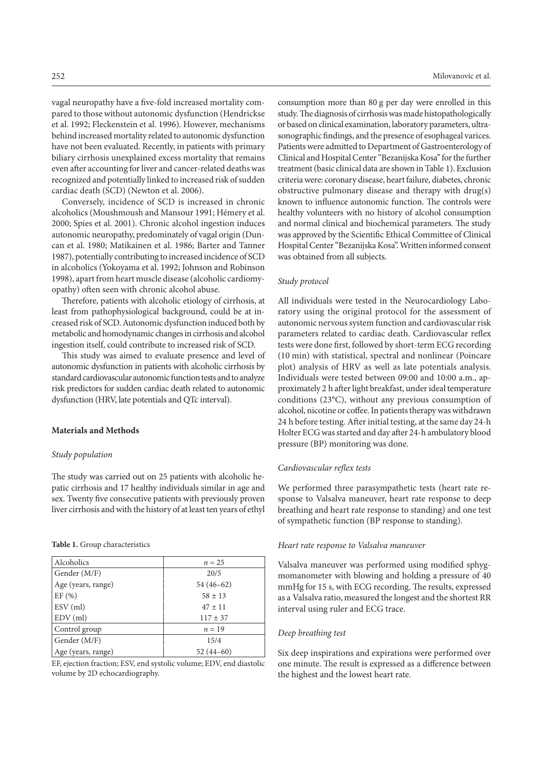vagal neuropathy have a five-fold increased mortality compared to those without autonomic dysfunction (Hendrickse et al. 1992; Fleckenstein et al. 1996). However, mechanisms behind increased mortality related to autonomic dysfunction have not been evaluated. Recently, in patients with primary biliary cirrhosis unexplained excess mortality that remains even after accounting for liver and cancer-related deaths was recognized and potentially linked to increased risk of sudden cardiac death (SCD) (Newton et al. 2006).

Conversely, incidence of SCD is increased in chronic alcoholics (Moushmoush and Mansour 1991; Hémery et al. 2000; Spies et al. 2001). Chronic alcohol ingestion induces autonomic neuropathy, predominately of vagal origin (Duncan et al. 1980; Matikainen et al. 1986; Barter and Tanner 1987), potentially contributing to increased incidence of SCD in alcoholics (Yokoyama et al. 1992; Johnson and Robinson 1998), apart from heart muscle disease (alcoholic cardiomyopathy) often seen with chronic alcohol abuse.

Therefore, patients with alcoholic etiology of cirrhosis, at least from pathophysiological background, could be at increased risk of SCD. Autonomic dysfunction induced both by metabolic and homodynamic changes in cirrhosis and alcohol ingestion itself, could contribute to increased risk of SCD.

This study was aimed to evaluate presence and level of autonomic dysfunction in patients with alcoholic cirrhosis by standard cardiovascular autonomic function tests and to analyze risk predictors for sudden cardiac death related to autonomic dysfunction (HRV, late potentials and QTc interval).

## Materials and Methods

### *Study population*

The study was carried out on 25 patients with alcoholic hepatic cirrhosis and 17 healthy individuals similar in age and sex. Twenty five consecutive patients with previously proven liver cirrhosis and with the history of at least ten years of ethyl consumption more than 80 g per day were enrolled in this study. The diagnosis of cirrhosis was made histopathologically or based on clinical examination, laboratory parameters, ultrasonographic findings, and the presence of esophageal varices. Patients were admitted to Department of Gastroenterology of Clinical and Hospital Center "Bezanijska Kosa" for the further treatment (basic clinical data are shown in Table 1). Exclusion criteria were: coronary disease, heart failure, diabetes, chronic obstructive pulmonary disease and therapy with drug(s) known to influence autonomic function. The controls were healthy volunteers with no history of alcohol consumption and normal clinical and biochemical parameters. The study was approved by the Scientific Ethical Committee of Clinical Hospital Center "Bezanijska Kosa". Written informed consent was obtained from all subjects.

**Table 1.** Group characteristics

| Alcoholics | $n = 25$ |
|---|---|
| Gender (M/F) | 20/5 |
| Age (years, range) | 54 (46–62) |
| EF (%) | 58 ± 13 |
| ESV (ml) | 47 ± 11 |
| EDV (ml) | 117 ± 37 |
| Control group | $n = 19$ |
| Gender (M/F) | 15/4 |
| Age (years, range) | 52 (44–60) |

EF, ejection fraction; ESV, end systolic volume; EDV, end diastolic volume by 2D echocardiography.

### *Study protocol*

All individuals were tested in the Neurocardiology Laboratory using the original protocol for the assessment of autonomic nervous system function and cardiovascular risk parameters related to cardiac death. Cardiovascular reflex tests were done first, followed by short-term ECG recording (10 min) with statistical, spectral and nonlinear (Poincare plot) analysis of HRV as well as late potentials analysis. Individuals were tested between 09:00 and 10:00 a.m., approximately 2 h after light breakfast, under ideal temperature conditions (23°C), without any previous consumption of alcohol, nicotine or coffee. In patients therapy was withdrawn 24 h before testing. After initial testing, at the same day 24-h Holter ECG was started and day after 24-h ambulatory blood pressure (BP) monitoring was done.

### *Cardiovascular reflex tests*

We performed three parasympathetic tests (heart rate response to Valsalva maneuver, heart rate response to deep breathing and heart rate response to standing) and one test of sympathetic function (BP response to standing).

### *Heart rate response to Valsalva maneuver*

Valsalva maneuver was performed using modified sphygmomanometer with blowing and holding a pressure of 40 mmHg for 15 s, with ECG recording. The results, expressed as a Valsalva ratio, measured the longest and the shortest RR interval using ruler and ECG trace.

### *Deep breathing test*

Six deep inspirations and expirations were performed over one minute. The result is expressed as a difference between the highest and the lowest heart rate.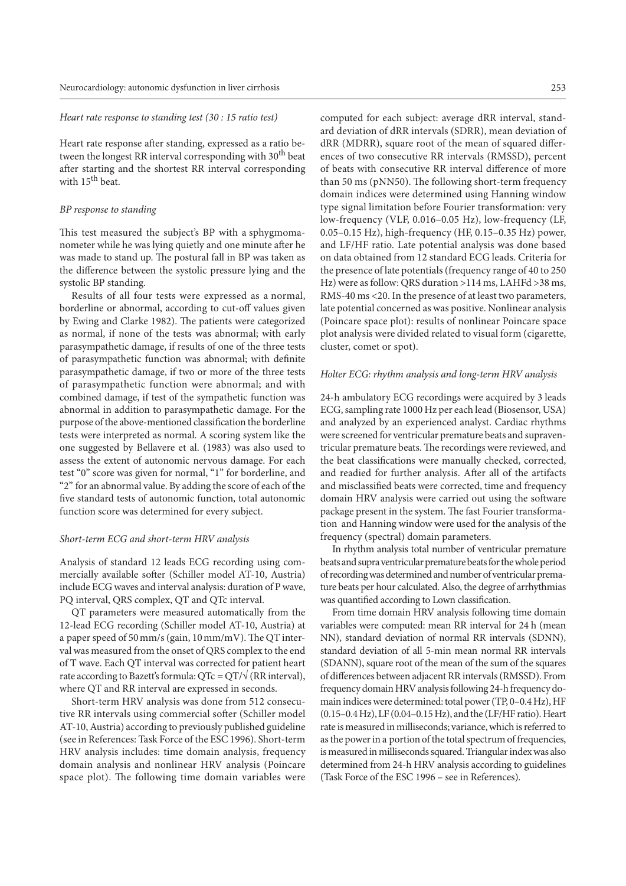*Heart rate response to standing test (30 : 15 ratio test)*

Heart rate response after standing, expressed as a ratio between the longest RR interval corresponding with 30[th] beat after starting and the shortest RR interval corresponding with 15[th] beat.

*BP response to standing*

This test measured the subject's BP with a sphygmomanometer while he was lying quietly and one minute after he was made to stand up. The postural fall in BP was taken as the difference between the systolic pressure lying and the systolic BP standing.

Results of all four tests were expressed as a normal, borderline or abnormal, according to cut-off values given by Ewing and Clarke 1982). The patients were categorized as normal, if none of the tests was abnormal; with early parasympathetic damage, if results of one of the three tests of parasympathetic function was abnormal; with definite parasympathetic damage, if two or more of the three tests of parasympathetic function were abnormal; and with combined damage, if test of the sympathetic function was abnormal in addition to parasympathetic damage. For the purpose of the above-mentioned classification the borderline tests were interpreted as normal. A scoring system like the one suggested by Bellavere et al. (1983) was also used to assess the extent of autonomic nervous damage. For each test "0" score was given for normal, "1" for borderline, and "2" for an abnormal value. By adding the score of each of the five standard tests of autonomic function, total autonomic function score was determined for every subject.

*Short-term ECG and short-term HRV analysis*

Analysis of standard 12 leads ECG recording using commercially available softer (Schiller model AT-10, Austria) include ECG waves and interval analysis: duration of P wave, PQ interval, QRS complex, QT and QTc interval.

QT parameters were measured automatically from the 12-lead ECG recording (Schiller model AT-10, Austria) at a paper speed of 50 mm/s (gain, 10 mm/mV). The QT interval was measured from the onset of QRS complex to the end of T wave. Each QT interval was corrected for patient heart rate according to Bazett's formula: $QTc = QT/\sqrt{(RR\ interval)}$, where QT and RR interval are expressed in seconds.

Short-term HRV analysis was done from 512 consecutive RR intervals using commercial softer (Schiller model AT-10, Austria) according to previously published guideline (see in References: Task Force of the ESC 1996). Short-term HRV analysis includes: time domain analysis, frequency domain analysis and nonlinear HRV analysis (Poincare space plot). The following time domain variables were computed for each subject: average dRR interval, standard deviation of dRR intervals (SDRR), mean deviation of dRR (MDRR), square root of the mean of squared differences of two consecutive RR intervals (RMSSD), percent of beats with consecutive RR interval difference of more than 50 ms (pNN50). The following short-term frequency domain indices were determined using Hanning window type signal limitation before Fourier transformation: very low-frequency (VLF, 0.016–0.05 Hz), low-frequency (LF, 0.05–0.15 Hz), high-frequency (HF, 0.15–0.35 Hz) power, and LF/HF ratio. Late potential analysis was done based on data obtained from 12 standard ECG leads. Criteria for the presence of late potentials (frequency range of 40 to 250 Hz) were as follow: QRS duration >114 ms, LAHFd >38 ms, RMS-40 ms <20. In the presence of at least two parameters, late potential concerned as was positive. Nonlinear analysis (Poincare space plot): results of nonlinear Poincare space plot analysis were divided related to visual form (cigarette, cluster, comet or spot).

*Holter ECG: rhythm analysis and long-term HRV analysis*

24-h ambulatory ECG recordings were acquired by 3 leads ECG, sampling rate 1000 Hz per each lead (Biosensor, USA) and analyzed by an experienced analyst. Cardiac rhythms were screened for ventricular premature beats and supraventricular premature beats. The recordings were reviewed, and the beat classifications were manually checked, corrected, and readied for further analysis. After all of the artifacts and misclassified beats were corrected, time and frequency domain HRV analysis were carried out using the software package present in the system. The fast Fourier transformation and Hanning window were used for the analysis of the frequency (spectral) domain parameters.

In rhythm analysis total number of ventricular premature beats and supra ventricular premature beats for the whole period of recording was determined and number of ventricular premature beats per hour calculated. Also, the degree of arrhythmias was quantified according to Lown classification.

From time domain HRV analysis following time domain variables were computed: mean RR interval for 24 h (mean NN), standard deviation of normal RR intervals (SDNN), standard deviation of all 5-min mean normal RR intervals (SDANN), square root of the mean of the sum of the squares of differences between adjacent RR intervals (RMSSD). From frequency domain HRV analysis following 24-h frequency domain indices were determined: total power (TP, 0–0.4 Hz), HF (0.15–0.4 Hz), LF (0.04–0.15 Hz), and the (LF/HF ratio). Heart rate is measured in milliseconds; variance, which is referred to as the power in a portion of the total spectrum of frequencies, is measured in milliseconds squared. Triangular index was also determined from 24-h HRV analysis according to guidelines (Task Force of the ESC 1996 – see in References).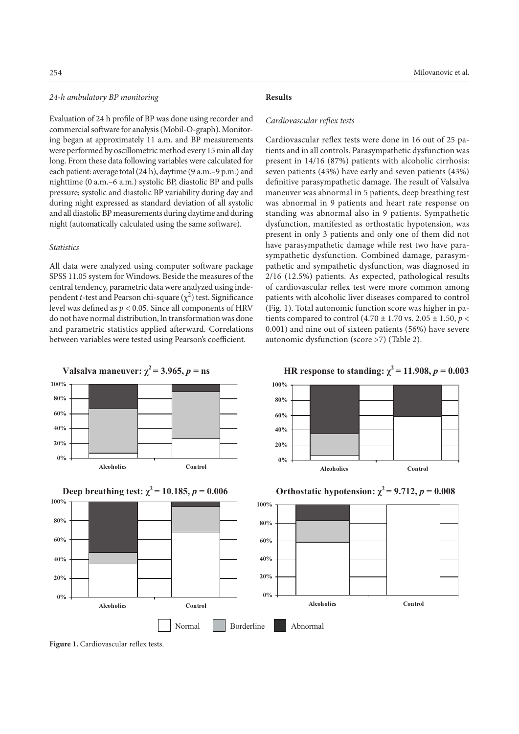### *24-h ambulatory BP monitoring*

Evaluation of 24 h profile of BP was done using recorder and commercial software for analysis (Mobil-O-graph). Monitoring began at approximately 11 a.m. and BP measurements were performed by oscillometric method every 15 min all day long. From these data following variables were calculated for each patient: average total (24 h), daytime (9 a.m.–9 p.m.) and nighttime (0 a.m.–6 a.m.) systolic BP, diastolic BP and pulls pressure; systolic and diastolic BP variability during day and during night expressed as standard deviation of all systolic and all diastolic BP measurements during daytime and during night (automatically calculated using the same software).

### *Statistics*

All data were analyzed using computer software package SPSS 11.05 system for Windows. Beside the measures of the central tendency, parametric data were analyzed using independent *t*-test and Pearson chi-square ($\chi^2$) test. Significance level was defined as $p < 0.05$. Since all components of HRV do not have normal distribution, ln transformation was done and parametric statistics applied afterward. Correlations between variables were tested using Pearson's coefficient.

## Results

### *Cardiovascular reflex tests*

Cardiovascular reflex tests were done in 16 out of 25 patients and in all controls. Parasympathetic dysfunction was present in 14/16 (87%) patients with alcoholic cirrhosis: seven patients (43%) have early and seven patients (43%) definitive parasympathetic damage. The result of Valsalva maneuver was abnormal in 5 patients, deep breathing test was abnormal in 9 patients and heart rate response on standing was abnormal also in 9 patients. Sympathetic dysfunction, manifested as orthostatic hypotension, was present in only 3 patients and only one of them did not have parasympathetic damage while rest two have parasympathetic dysfunction. Combined damage, parasympathetic and sympathetic dysfunction, was diagnosed in 2/16 (12.5%) patients. As expected, pathological results of cardiovascular reflex test were more common among patients with alcoholic liver diseases compared to control (Fig. 1). Total autonomic function score was higher in patients compared to control (4.70 ± 1.70 vs. 2.05 ± 1.50, $p < 0.001$) and nine out of sixteen patients (56%) have severe autonomic dysfunction (score >7) (Table 2).

**Valsalva maneuver: $\chi^2 = 3.965$, $p$ = ns**

**HR response to standing: $\chi^2 = 11.908$, $p = 0.003$**

**Deep breathing test: $\chi^2 = 10.185$, $p = 0.006$**

**Orthostatic hypotension: $\chi^2 = 9.712$, $p = 0.008$**

Normal | Borderline | Abnormal

**Figure 1.** Cardiovascular reflex tests.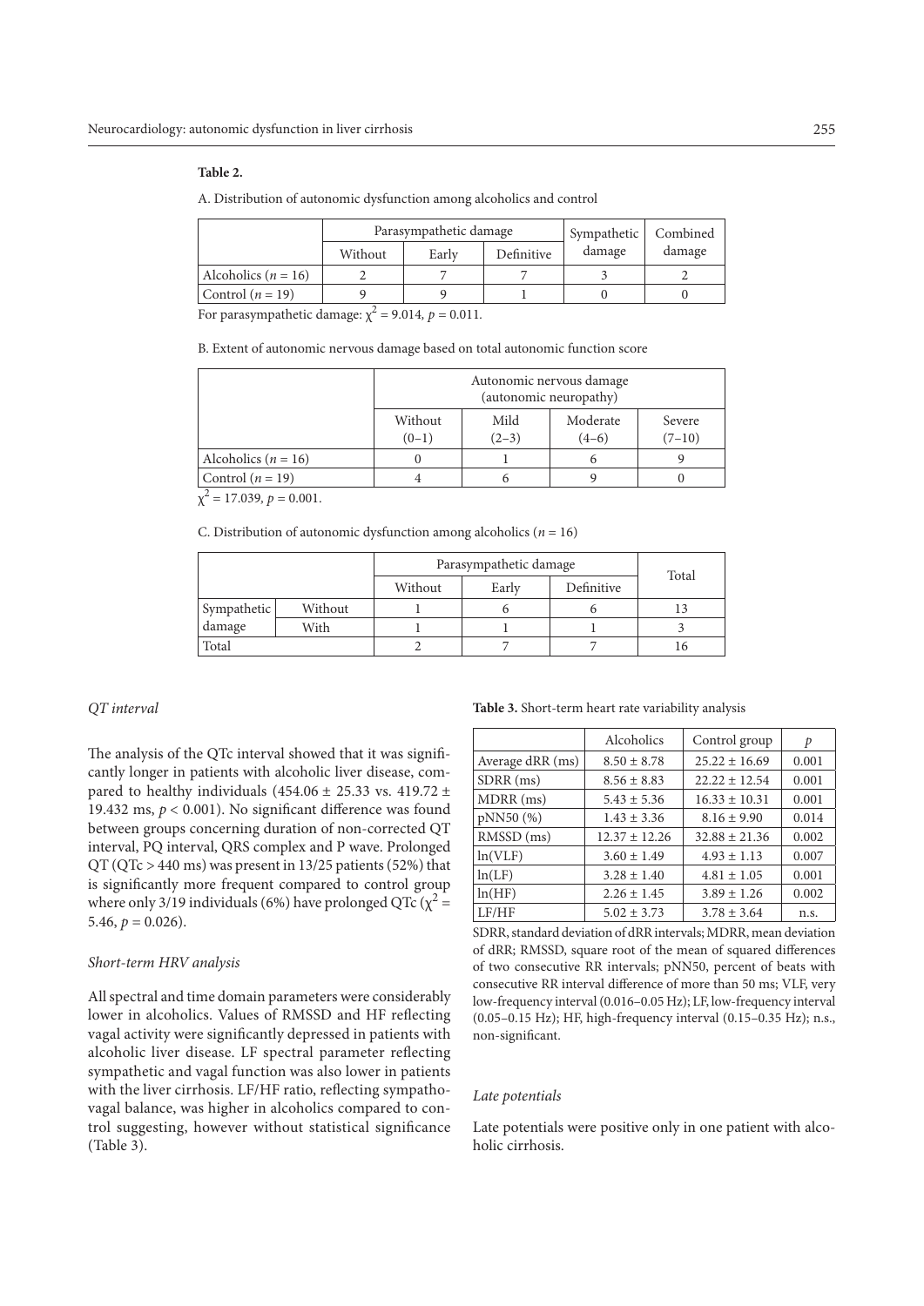**Table 2.**

A. Distribution of autonomic dysfunction among alcoholics and control

| | Parasympathetic damage | | | Sympathetic damage | Combined damage |
|---|---|---|---|---|---|
| | Without | Early | Definitive | | |
| Alcoholics ($n$ = 16) | 2 | 7 | 7 | 3 | 2 |
| Control ($n$ = 19) | 9 | 9 | 1 | 0 | 0 |

For parasympathetic damage: $\chi^2$ = 9.014, $p$ = 0.011.

B. Extent of autonomic nervous damage based on total autonomic function score

| | Autonomic nervous damage (autonomic neuropathy) | | | |
|---|---|---|---|---|
| | Without (0–1) | Mild (2–3) | Moderate (4–6) | Severe (7–10) |
| Alcoholics ($n$ = 16) | 0 | 1 | 6 | 9 |
| Control ($n$ = 19) | 4 | 6 | 9 | 0 |

$\chi^2$ = 17.039, $p$ = 0.001.

C. Distribution of autonomic dysfunction among alcoholics ($n$ = 16)

| | | Parasympathetic damage | | | Total |
|---|---|---|---|---|---|
| | | Without | Early | Definitive | |
| Sympathetic damage | Without | 1 | 6 | 6 | 13 |
| | With | 1 | 1 | 1 | 3 |
| Total | | 2 | 7 | 7 | 16 |

*QT interval*

The analysis of the QTc interval showed that it was significantly longer in patients with alcoholic liver disease, compared to healthy individuals (454.06 ± 25.33 vs. 419.72 ± 19.432 ms, $p < 0.001$). No significant difference was found between groups concerning duration of non-corrected QT interval, PQ interval, QRS complex and P wave. Prolonged QT (QTc > 440 ms) was present in 13/25 patients (52%) that is significantly more frequent compared to control group where only 3/19 individuals (6%) have prolonged QTc ($\chi^2$ = 5.46, $p$ = 0.026).

*Short-term HRV analysis*

All spectral and time domain parameters were considerably lower in alcoholics. Values of RMSSD and HF reflecting vagal activity were significantly depressed in patients with alcoholic liver disease. LF spectral parameter reflecting sympathetic and vagal function was also lower in patients with the liver cirrhosis. LF/HF ratio, reflecting sympatho-vagal balance, was higher in alcoholics compared to control suggesting, however without statistical significance (Table 3).

**Table 3.** Short-term heart rate variability analysis

| | Alcoholics | Control group | $p$ |
|---|---|---|---|
| Average dRR (ms) | 8.50 ± 8.78 | 25.22 ± 16.69 | 0.001 |
| SDRR (ms) | 8.56 ± 8.83 | 22.22 ± 12.54 | 0.001 |
| MDRR (ms) | 5.43 ± 5.36 | 16.33 ± 10.31 | 0.001 |
| pNN50 (%) | 1.43 ± 3.36 | 8.16 ± 9.90 | 0.014 |
| RMSSD (ms) | 12.37 ± 12.26 | 32.88 ± 21.36 | 0.002 |
| ln(VLF) | 3.60 ± 1.49 | 4.93 ± 1.13 | 0.007 |
| ln(LF) | 3.28 ± 1.40 | 4.81 ± 1.05 | 0.001 |
| ln(HF) | 2.26 ± 1.45 | 3.89 ± 1.26 | 0.002 |
| LF/HF | 5.02 ± 3.73 | 3.78 ± 3.64 | n.s. |

SDRR, standard deviation of dRR intervals; MDRR, mean deviation of dRR; RMSSD, square root of the mean of squared differences of two consecutive RR intervals; pNN50, percent of beats with consecutive RR interval difference of more than 50 ms; VLF, very low-frequency interval (0.016–0.05 Hz); LF, low-frequency interval (0.05–0.15 Hz); HF, high-frequency interval (0.15–0.35 Hz); n.s., non-significant.

*Late potentials*

Late potentials were positive only in one patient with alcoholic cirrhosis.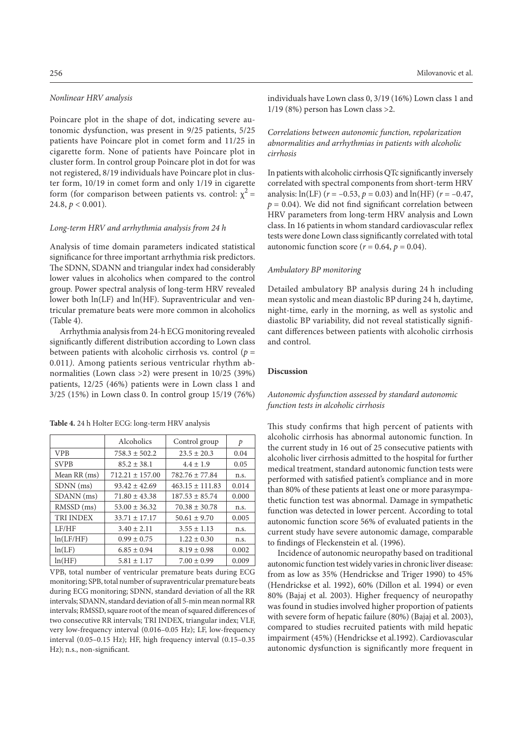### Nonlinear HRV analysis

Poincare plot in the shape of dot, indicating severe autonomic dysfunction, was present in 9/25 patients, 5/25 patients have Poincare plot in comet form and 11/25 in cigarette form. None of patients have Poincare plot in cluster form. In control group Poincare plot in dot for was not registered, 8/19 individuals have Poincare plot in cluster form, 10/19 in comet form and only 1/19 in cigarette form (for comparison between patients vs. control: $\chi^2 = 24.8$, $p < 0.001$).

### Long-term HRV and arrhythmia analysis from 24 h

Analysis of time domain parameters indicated statistical significance for three important arrhythmia risk predictors. The SDNN, SDANN and triangular index had considerably lower values in alcoholics when compared to the control group. Power spectral analysis of long-term HRV revealed lower both ln(LF) and ln(HF). Supraventricular and ventricular premature beats were more common in alcoholics (Table 4).

Arrhythmia analysis from 24-h ECG monitoring revealed significantly different distribution according to Lown class between patients with alcoholic cirrhosis vs. control ($p = 0.011$). Among patients serious ventricular rhythm abnormalities (Lown class >2) were present in 10/25 (39%) patients, 12/25 (46%) patients were in Lown class 1 and 3/25 (15%) in Lown class 0. In control group 15/19 (76%) individuals have Lown class 0, 3/19 (16%) Lown class 1 and 1/19 (8%) person has Lown class >2.

**Table 4.** 24 h Holter ECG: long-term HRV analysis

| | Alcoholics | Control group | $p$ |
|---|---|---|---|
| VPB | 758.3 ± 502.2 | 23.5 ± 20.3 | 0.04 |
| SVPB | 85.2 ± 38.1 | 4.4 ± 1.9 | 0.05 |
| Mean RR (ms) | 712.21 ± 157.00 | 782.76 ± 77.84 | n.s. |
| SDNN (ms) | 93.42 ± 42.69 | 463.15 ± 111.83 | 0.014 |
| SDANN (ms) | 71.80 ± 43.38 | 187.53 ± 85.74 | 0.000 |
| RMSSD (ms) | 53.00 ± 36.32 | 70.38 ± 30.78 | n.s. |
| TRI INDEX | 33.71 ± 17.17 | 50.61 ± 9.70 | 0.005 |
| LF/HF | 3.40 ± 2.11 | 3.55 ± 1.13 | n.s. |
| ln(LF/HF) | 0.99 ± 0.75 | 1.22 ± 0.30 | n.s. |
| ln(LF) | 6.85 ± 0.94 | 8.19 ± 0.98 | 0.002 |
| ln(HF) | 5.81 ± 1.17 | 7.00 ± 0.99 | 0.009 |

VPB, total number of ventricular premature beats during ECG monitoring; SPB, total number of supraventricular premature beats during ECG monitoring; SDNN, standard deviation of all the RR intervals; SDANN, standard deviation of all 5-min mean normal RR intervals; RMSSD, square root of the mean of squared differences of two consecutive RR intervals; TRI INDEX, triangular index; VLF, very low-frequency interval (0.016–0.05 Hz); LF, low-frequency interval (0.05–0.15 Hz); HF, high frequency interval (0.15–0.35 Hz); n.s., non-significant.

### Correlations between autonomic function, repolarization abnormalities and arrhythmias in patients with alcoholic cirrhosis

In patients with alcoholic cirrhosis QTc significantly inversely correlated with spectral components from short-term HRV analysis: ln(LF) ($r = -0.53$, $p = 0.03$) and ln(HF) ($r = -0.47$, $p = 0.04$). We did not find significant correlation between HRV parameters from long-term HRV analysis and Lown class. In 16 patients in whom standard cardiovascular reflex tests were done Lown class significantly correlated with total autonomic function score ($r = 0.64$, $p = 0.04$).

### Ambulatory BP monitoring

Detailed ambulatory BP analysis during 24 h including mean systolic and mean diastolic BP during 24 h, daytime, night-time, early in the morning, as well as systolic and diastolic BP variability, did not reveal statistically significant differences between patients with alcoholic cirrhosis and control.

## Discussion

### Autonomic dysfunction assessed by standard autonomic function tests in alcoholic cirrhosis

This study confirms that high percent of patients with alcoholic cirrhosis has abnormal autonomic function. In the current study in 16 out of 25 consecutive patients with alcoholic liver cirrhosis admitted to the hospital for further medical treatment, standard autonomic function tests were performed with satisfied patient's compliance and in more than 80% of these patients at least one or more parasympathetic function test was abnormal. Damage in sympathetic function was detected in lower percent. According to total autonomic function score 56% of evaluated patients in the current study have severe autonomic damage, comparable to findings of Fleckenstein et al. (1996).

Incidence of autonomic neuropathy based on traditional autonomic function test widely varies in chronic liver disease: from as low as 35% (Hendrickse and Triger 1990) to 45% (Hendrickse et al. 1992), 60% (Dillon et al. 1994) or even 80% (Bajaj et al. 2003). Higher frequency of neuropathy was found in studies involved higher proportion of patients with severe form of hepatic failure (80%) (Bajaj et al. 2003), compared to studies recruited patients with mild hepatic impairment (45%) (Hendrickse et al.1992). Cardiovascular autonomic dysfunction is significantly more frequent in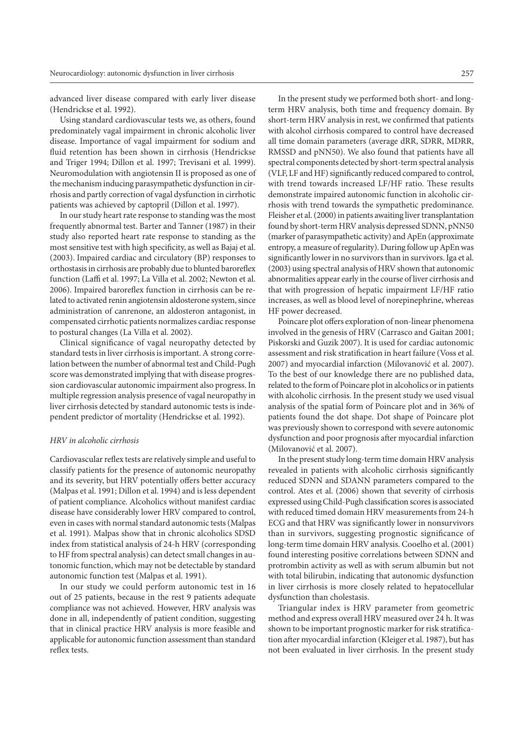advanced liver disease compared with early liver disease (Hendrickse et al. 1992).

Using standard cardiovascular tests we, as others, found predominately vagal impairment in chronic alcoholic liver disease. Importance of vagal impairment for sodium and fluid retention has been shown in cirrhosis (Hendrickse and Triger 1994; Dillon et al. 1997; Trevisani et al. 1999). Neuromodulation with angiotensin II is proposed as one of the mechanism inducing parasympathetic dysfunction in cirrhosis and partly correction of vagal dysfunction in cirrhotic patients was achieved by captopril (Dillon et al. 1997).

In our study heart rate response to standing was the most frequently abnormal test. Barter and Tanner (1987) in their study also reported heart rate response to standing as the most sensitive test with high specificity, as well as Bajaj et al. (2003). Impaired cardiac and circulatory (BP) responses to orthostasis in cirrhosis are probably due to blunted baroreflex function (Laffi et al. 1997; La Villa et al. 2002; Newton et al. 2006). Impaired baroreflex function in cirrhosis can be related to activated renin angiotensin aldosterone system, since administration of canrenone, an aldosteron antagonist, in compensated cirrhotic patients normalizes cardiac response to postural changes (La Villa et al. 2002).

Clinical significance of vagal neuropathy detected by standard tests in liver cirrhosis is important. A strong correlation between the number of abnormal test and Child-Pugh score was demonstrated implying that with disease progression cardiovascular autonomic impairment also progress. In multiple regression analysis presence of vagal neuropathy in liver cirrhosis detected by standard autonomic tests is independent predictor of mortality (Hendrickse et al. 1992).

*HRV in alcoholic cirrhosis*

Cardiovascular reflex tests are relatively simple and useful to classify patients for the presence of autonomic neuropathy and its severity, but HRV potentially offers better accuracy (Malpas et al. 1991; Dillon et al. 1994) and is less dependent of patient compliance. Alcoholics without manifest cardiac disease have considerably lower HRV compared to control, even in cases with normal standard autonomic tests (Malpas et al. 1991). Malpas show that in chronic alcoholics SDSD index from statistical analysis of 24-h HRV (corresponding to HF from spectral analysis) can detect small changes in autonomic function, which may not be detectable by standard autonomic function test (Malpas et al. 1991).

In our study we could perform autonomic test in 16 out of 25 patients, because in the rest 9 patients adequate compliance was not achieved. However, HRV analysis was done in all, independently of patient condition, suggesting that in clinical practice HRV analysis is more feasible and applicable for autonomic function assessment than standard reflex tests.

In the present study we performed both short- and long-term HRV analysis, both time and frequency domain. By short-term HRV analysis in rest, we confirmed that patients with alcohol cirrhosis compared to control have decreased all time domain parameters (average dRR, SDRR, MDRR, RMSSD and pNN50). We also found that patients have all spectral components detected by short-term spectral analysis (VLF, LF and HF) significantly reduced compared to control, with trend towards increased LF/HF ratio. These results demonstrate impaired autonomic function in alcoholic cirrhosis with trend towards the sympathetic predominance. Fleisher et al. (2000) in patients awaiting liver transplantation found by short-term HRV analysis depressed SDNN, pNN50 (marker of parasympathetic activity) and ApEn (approximate entropy, a measure of regularity). During follow up ApEn was significantly lower in no survivors than in survivors. Iga et al. (2003) using spectral analysis of HRV shown that autonomic abnormalities appear early in the course of liver cirrhosis and that with progression of hepatic impairment LF/HF ratio increases, as well as blood level of norepinephrine, whereas HF power decreased.

Poincare plot offers exploration of non-linear phenomena involved in the genesis of HRV (Carrasco and Gaitan 2001; Piskorski and Guzik 2007). It is used for cardiac autonomic assessment and risk stratification in heart failure (Voss et al. 2007) and myocardial infarction (Milovanović et al. 2007). To the best of our knowledge there are no published data, related to the form of Poincare plot in alcoholics or in patients with alcoholic cirrhosis. In the present study we used visual analysis of the spatial form of Poincare plot and in 36% of patients found the dot shape. Dot shape of Poincare plot was previously shown to correspond with severe autonomic dysfunction and poor prognosis after myocardial infarction (Milovanović et al. 2007).

In the present study long-term time domain HRV analysis revealed in patients with alcoholic cirrhosis significantly reduced SDNN and SDANN parameters compared to the control. Ates et al. (2006) shown that severity of cirrhosis expressed using Child-Pugh classification scores is associated with reduced timed domain HRV measurements from 24-h ECG and that HRV was significantly lower in nonsurvivors than in survivors, suggesting prognostic significance of long-term time domain HRV analysis. Cooelho et al. (2001) found interesting positive correlations between SDNN and protrombin activity as well as with serum albumin but not with total bilirubin, indicating that autonomic dysfunction in liver cirrhosis is more closely related to hepatocellular dysfunction than cholestasis.

Triangular index is HRV parameter from geometric method and express overall HRV measured over 24 h. It was shown to be important prognostic marker for risk stratification after myocardial infarction (Kleiger et al. 1987), but has not been evaluated in liver cirrhosis. In the present study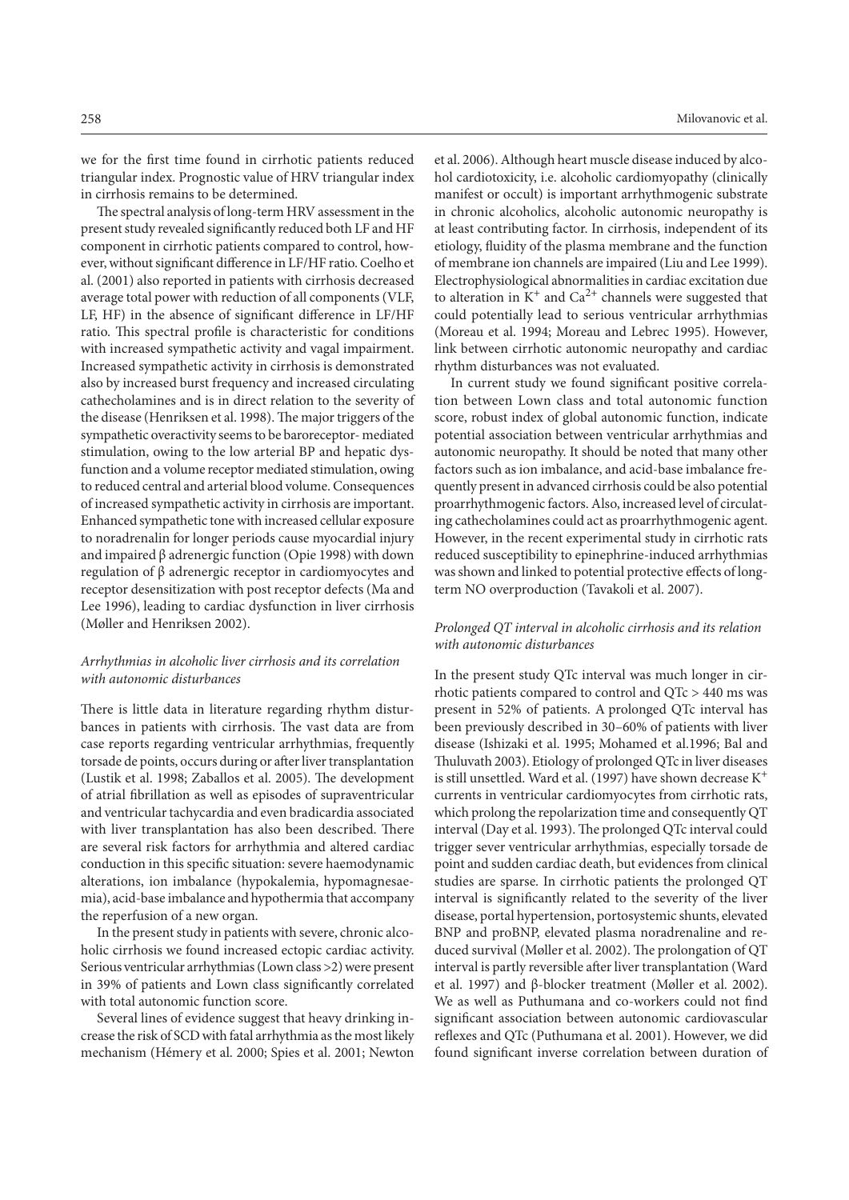we for the first time found in cirrhotic patients reduced triangular index. Prognostic value of HRV triangular index in cirrhosis remains to be determined.

The spectral analysis of long-term HRV assessment in the present study revealed significantly reduced both LF and HF component in cirrhotic patients compared to control, however, without significant difference in LF/HF ratio. Coelho et al. (2001) also reported in patients with cirrhosis decreased average total power with reduction of all components (VLF, LF, HF) in the absence of significant difference in LF/HF ratio. This spectral profile is characteristic for conditions with increased sympathetic activity and vagal impairment. Increased sympathetic activity in cirrhosis is demonstrated also by increased burst frequency and increased circulating cathecholamines and is in direct relation to the severity of the disease (Henriksen et al. 1998). The major triggers of the sympathetic overactivity seems to be baroreceptor- mediated stimulation, owing to the low arterial BP and hepatic dysfunction and a volume receptor mediated stimulation, owing to reduced central and arterial blood volume. Consequences of increased sympathetic activity in cirrhosis are important. Enhanced sympathetic tone with increased cellular exposure to noradrenalin for longer periods cause myocardial injury and impaired β adrenergic function (Opie 1998) with down regulation of β adrenergic receptor in cardiomyocytes and receptor desensitization with post receptor defects (Ma and Lee 1996), leading to cardiac dysfunction in liver cirrhosis (Møller and Henriksen 2002).

### *Arrhythmias in alcoholic liver cirrhosis and its correlation with autonomic disturbances*

There is little data in literature regarding rhythm disturbances in patients with cirrhosis. The vast data are from case reports regarding ventricular arrhythmias, frequently torsade de points, occurs during or after liver transplantation (Lustik et al. 1998; Zaballos et al. 2005). The development of atrial fibrillation as well as episodes of supraventricular and ventricular tachycardia and even bradicardia associated with liver transplantation has also been described. There are several risk factors for arrhythmia and altered cardiac conduction in this specific situation: severe haemodynamic alterations, ion imbalance (hypokalemia, hypomagnesaemia), acid-base imbalance and hypothermia that accompany the reperfusion of a new organ.

In the present study in patients with severe, chronic alcoholic cirrhosis we found increased ectopic cardiac activity. Serious ventricular arrhythmias (Lown class >2) were present in 39% of patients and Lown class significantly correlated with total autonomic function score.

Several lines of evidence suggest that heavy drinking increase the risk of SCD with fatal arrhythmia as the most likely mechanism (Hémery et al. 2000; Spies et al. 2001; Newton et al. 2006). Although heart muscle disease induced by alcohol cardiotoxicity, i.e. alcoholic cardiomyopathy (clinically manifest or occult) is important arrhythmogenic substrate in chronic alcoholics, alcoholic autonomic neuropathy is at least contributing factor. In cirrhosis, independent of its etiology, fluidity of the plasma membrane and the function of membrane ion channels are impaired (Liu and Lee 1999). Electrophysiological abnormalities in cardiac excitation due to alteration in $K^+$ and $Ca^{2+}$ channels were suggested that could potentially lead to serious ventricular arrhythmias (Moreau et al. 1994; Moreau and Lebrec 1995). However, link between cirrhotic autonomic neuropathy and cardiac rhythm disturbances was not evaluated.

In current study we found significant positive correlation between Lown class and total autonomic function score, robust index of global autonomic function, indicate potential association between ventricular arrhythmias and autonomic neuropathy. It should be noted that many other factors such as ion imbalance, and acid-base imbalance frequently present in advanced cirrhosis could be also potential proarrhythmogenic factors. Also, increased level of circulating cathecholamines could act as proarrhythmogenic agent. However, in the recent experimental study in cirrhotic rats reduced susceptibility to epinephrine-induced arrhythmias was shown and linked to potential protective effects of long-term NO overproduction (Tavakoli et al. 2007).

### *Prolonged QT interval in alcoholic cirrhosis and its relation with autonomic disturbances*

In the present study QTc interval was much longer in cirrhotic patients compared to control and QTc > 440 ms was present in 52% of patients. A prolonged QTc interval has been previously described in 30–60% of patients with liver disease (Ishizaki et al. 1995; Mohamed et al.1996; Bal and Thuluvath 2003). Etiology of prolonged QTc in liver diseases is still unsettled. Ward et al. (1997) have shown decrease $K^+$ currents in ventricular cardiomyocytes from cirrhotic rats, which prolong the repolarization time and consequently QT interval (Day et al. 1993). The prolonged QTc interval could trigger sever ventricular arrhythmias, especially torsade de point and sudden cardiac death, but evidences from clinical studies are sparse. In cirrhotic patients the prolonged QT interval is significantly related to the severity of the liver disease, portal hypertension, portosystemic shunts, elevated BNP and proBNP, elevated plasma noradrenaline and reduced survival (Møller et al. 2002). The prolongation of QT interval is partly reversible after liver transplantation (Ward et al. 1997) and β-blocker treatment (Møller et al. 2002). We as well as Puthumana and co-workers could not find significant association between autonomic cardiovascular reflexes and QTc (Puthumana et al. 2001). However, we did found significant inverse correlation between duration of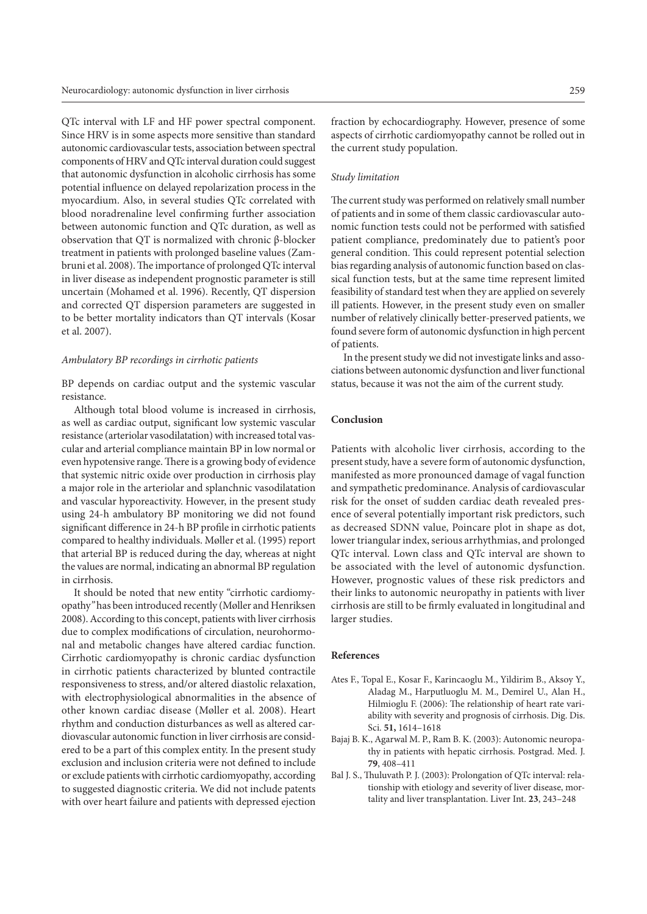QTc interval with LF and HF power spectral component. Since HRV is in some aspects more sensitive than standard autonomic cardiovascular tests, association between spectral components of HRV and QTc interval duration could suggest that autonomic dysfunction in alcoholic cirrhosis has some potential influence on delayed repolarization process in the myocardium. Also, in several studies QTc correlated with blood noradrenaline level confirming further association between autonomic function and QTc duration, as well as observation that QT is normalized with chronic β-blocker treatment in patients with prolonged baseline values (Zambruni et al. 2008). The importance of prolonged QTc interval in liver disease as independent prognostic parameter is still uncertain (Mohamed et al. 1996). Recently, QT dispersion and corrected QT dispersion parameters are suggested in to be better mortality indicators than QT intervals (Kosar et al. 2007).

### *Ambulatory BP recordings in cirrhotic patients*

BP depends on cardiac output and the systemic vascular resistance.

Although total blood volume is increased in cirrhosis, as well as cardiac output, significant low systemic vascular resistance (arteriolar vasodilatation) with increased total vascular and arterial compliance maintain BP in low normal or even hypotensive range. There is a growing body of evidence that systemic nitric oxide over production in cirrhosis play a major role in the arteriolar and splanchnic vasodilatation and vascular hyporeactivity. However, in the present study using 24-h ambulatory BP monitoring we did not found significant difference in 24-h BP profile in cirrhotic patients compared to healthy individuals. Møller et al. (1995) report that arterial BP is reduced during the day, whereas at night the values are normal, indicating an abnormal BP regulation in cirrhosis.

It should be noted that new entity "cirrhotic cardiomyopathy" has been introduced recently (Møller and Henriksen 2008). According to this concept, patients with liver cirrhosis due to complex modifications of circulation, neurohormonal and metabolic changes have altered cardiac function. Cirrhotic cardiomyopathy is chronic cardiac dysfunction in cirrhotic patients characterized by blunted contractile responsiveness to stress, and/or altered diastolic relaxation, with electrophysiological abnormalities in the absence of other known cardiac disease (Møller et al. 2008). Heart rhythm and conduction disturbances as well as altered cardiovascular autonomic function in liver cirrhosis are considered to be a part of this complex entity. In the present study exclusion and inclusion criteria were not defined to include or exclude patients with cirrhotic cardiomyopathy, according to suggested diagnostic criteria. We did not include patents with over heart failure and patients with depressed ejection fraction by echocardiography. However, presence of some aspects of cirrhotic cardiomyopathy cannot be rolled out in the current study population.

### *Study limitation*

The current study was performed on relatively small number of patients and in some of them classic cardiovascular autonomic function tests could not be performed with satisfied patient compliance, predominately due to patient's poor general condition. This could represent potential selection bias regarding analysis of autonomic function based on classical function tests, but at the same time represent limited feasibility of standard test when they are applied on severely ill patients. However, in the present study even on smaller number of relatively clinically better-preserved patients, we found severe form of autonomic dysfunction in high percent of patients.

In the present study we did not investigate links and associations between autonomic dysfunction and liver functional status, because it was not the aim of the current study.

## Conclusion

Patients with alcoholic liver cirrhosis, according to the present study, have a severe form of autonomic dysfunction, manifested as more pronounced damage of vagal function and sympathetic predominance. Analysis of cardiovascular risk for the onset of sudden cardiac death revealed presence of several potentially important risk predictors, such as decreased SDNN value, Poincare plot in shape as dot, lower triangular index, serious arrhythmias, and prolonged QTc interval. Lown class and QTc interval are shown to be associated with the level of autonomic dysfunction. However, prognostic values of these risk predictors and their links to autonomic neuropathy in patients with liver cirrhosis are still to be firmly evaluated in longitudinal and larger studies.

## References

Ates F., Topal E., Kosar F., Karincaoglu M., Yildirim B., Aksoy Y., Aladag M., Harputluoglu M. M., Demirel U., Alan H., Hilmioglu F. (2006): The relationship of heart rate variability with severity and prognosis of cirrhosis. Dig. Dis. Sci. **51,** 1614–1618

Bajaj B. K., Agarwal M. P., Ram B. K. (2003): Autonomic neuropathy in patients with hepatic cirrhosis. Postgrad. Med. J. **79**, 408–411

Bal J. S., Thuluvath P. J. (2003): Prolongation of QTc interval: relationship with etiology and severity of liver disease, mortality and liver transplantation. Liver Int. **23**, 243–248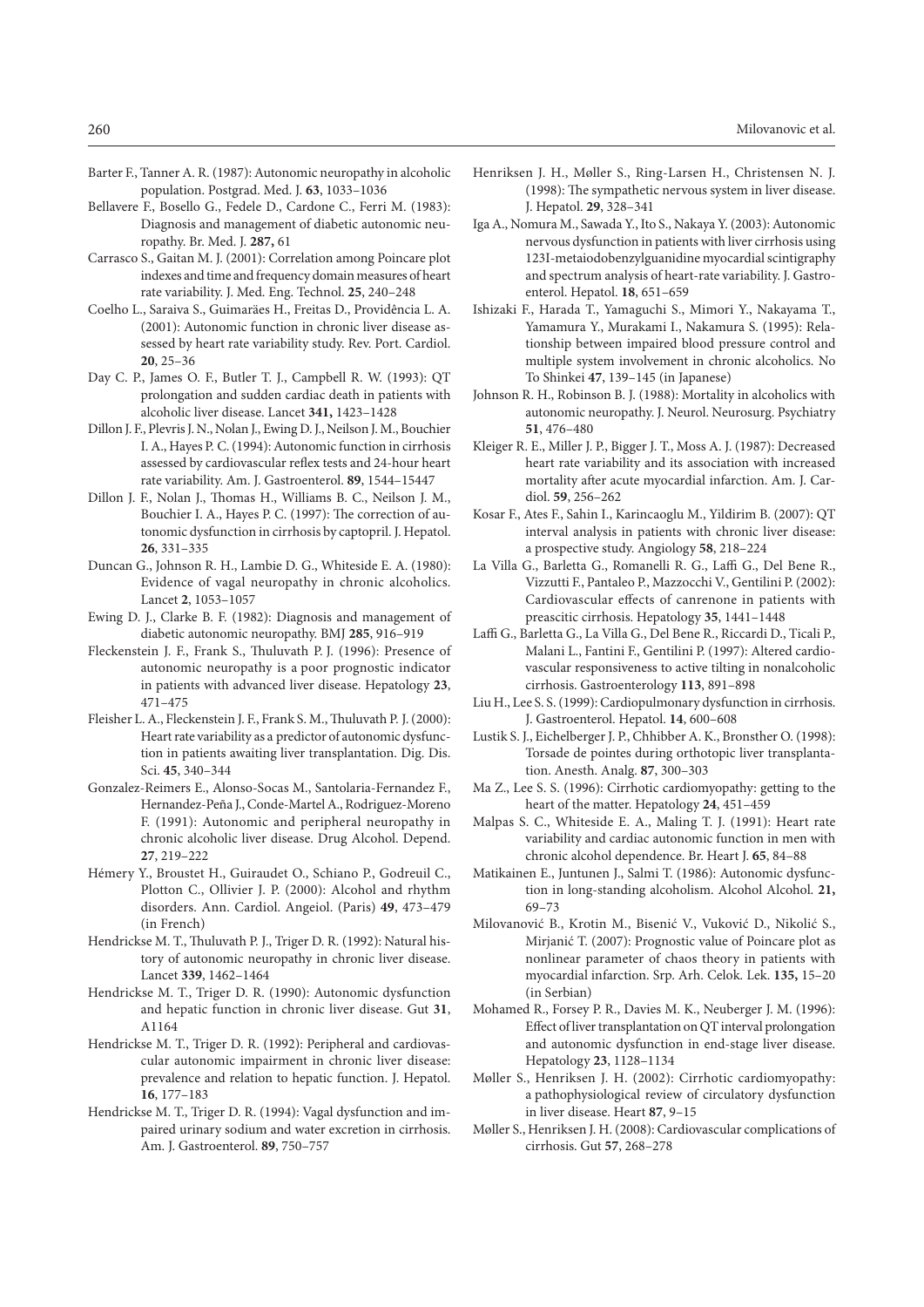Barter F., Tanner A. R. (1987): Autonomic neuropathy in alcoholic population. Postgrad. Med. J. **63**, 1033–1036

Bellavere F., Bosello G., Fedele D., Cardone C., Ferri M. (1983): Diagnosis and management of diabetic autonomic neuropathy. Br. Med. J. **287,** 61

Carrasco S., Gaitan M. J. (2001): Correlation among Poincare plot indexes and time and frequency domain measures of heart rate variability. J. Med. Eng. Technol. **25**, 240–248

Coelho L., Saraiva S., Guimarães H., Freitas D., Providência L. A. (2001): Autonomic function in chronic liver disease assessed by heart rate variability study. Rev. Port. Cardiol. **20**, 25–36

Day C. P., James O. F., Butler T. J., Campbell R. W. (1993): QT prolongation and sudden cardiac death in patients with alcoholic liver disease. Lancet **341,** 1423–1428

Dillon J. F., Plevris J. N., Nolan J., Ewing D. J., Neilson J. M., Bouchier I. A., Hayes P. C. (1994): Autonomic function in cirrhosis assessed by cardiovascular reflex tests and 24-hour heart rate variability. Am. J. Gastroenterol. **89**, 1544–15447

Dillon J. F., Nolan J., Thomas H., Williams B. C., Neilson J. M., Bouchier I. A., Hayes P. C. (1997): The correction of autonomic dysfunction in cirrhosis by captopril. J. Hepatol. **26**, 331–335

Duncan G., Johnson R. H., Lambie D. G., Whiteside E. A. (1980): Evidence of vagal neuropathy in chronic alcoholics. Lancet **2**, 1053–1057

Ewing D. J., Clarke B. F. (1982): Diagnosis and management of diabetic autonomic neuropathy. BMJ **285**, 916–919

Fleckenstein J. F., Frank S., Thuluvath P. J. (1996): Presence of autonomic neuropathy is a poor prognostic indicator in patients with advanced liver disease. Hepatology **23**, 471–475

Fleisher L. A., Fleckenstein J. F., Frank S. M., Thuluvath P. J. (2000): Heart rate variability as a predictor of autonomic dysfunction in patients awaiting liver transplantation. Dig. Dis. Sci. **45**, 340–344

Gonzalez-Reimers E., Alonso-Socas M., Santolaria-Fernandez F., Hernandez-Peña J., Conde-Martel A., Rodriguez-Moreno F. (1991): Autonomic and peripheral neuropathy in chronic alcoholic liver disease. Drug Alcohol. Depend. **27**, 219–222

Hémery Y., Broustet H., Guiraudet O., Schiano P., Godreuil C., Plotton C., Ollivier J. P. (2000): Alcohol and rhythm disorders. Ann. Cardiol. Angeiol. (Paris) **49**, 473–479 (in French)

Hendrickse M. T., Thuluvath P. J., Triger D. R. (1992): Natural history of autonomic neuropathy in chronic liver disease. Lancet **339**, 1462–1464

Hendrickse M. T., Triger D. R. (1990): Autonomic dysfunction and hepatic function in chronic liver disease. Gut **31**, A1164

Hendrickse M. T., Triger D. R. (1992): Peripheral and cardiovascular autonomic impairment in chronic liver disease: prevalence and relation to hepatic function. J. Hepatol. **16**, 177–183

Hendrickse M. T., Triger D. R. (1994): Vagal dysfunction and impaired urinary sodium and water excretion in cirrhosis. Am. J. Gastroenterol. **89**, 750–757

Henriksen J. H., Møller S., Ring-Larsen H., Christensen N. J. (1998): The sympathetic nervous system in liver disease. J. Hepatol. **29**, 328–341

Iga A., Nomura M., Sawada Y., Ito S., Nakaya Y. (2003): Autonomic nervous dysfunction in patients with liver cirrhosis using 123I-metaiodobenzylguanidine myocardial scintigraphy and spectrum analysis of heart-rate variability. J. Gastroenterol. Hepatol. **18**, 651–659

Ishizaki F., Harada T., Yamaguchi S., Mimori Y., Nakayama T., Yamamura Y., Murakami I., Nakamura S. (1995): Relationship between impaired blood pressure control and multiple system involvement in chronic alcoholics. No To Shinkei **47**, 139–145 (in Japanese)

Johnson R. H., Robinson B. J. (1988): Mortality in alcoholics with autonomic neuropathy. J. Neurol. Neurosurg. Psychiatry **51**, 476–480

Kleiger R. E., Miller J. P., Bigger J. T., Moss A. J. (1987): Decreased heart rate variability and its association with increased mortality after acute myocardial infarction. Am. J. Cardiol. **59**, 256–262

Kosar F., Ates F., Sahin I., Karincaoglu M., Yildirim B. (2007): QT interval analysis in patients with chronic liver disease: a prospective study. Angiology **58**, 218–224

La Villa G., Barletta G., Romanelli R. G., Laffi G., Del Bene R., Vizzutti F., Pantaleo P., Mazzocchi V., Gentilini P. (2002): Cardiovascular effects of canrenone in patients with preascitic cirrhosis. Hepatology **35**, 1441–1448

Laffi G., Barletta G., La Villa G., Del Bene R., Riccardi D., Ticali P., Malani L., Fantini F., Gentilini P. (1997): Altered cardiovascular responsiveness to active tilting in nonalcoholic cirrhosis. Gastroenterology **113**, 891–898

Liu H., Lee S. S. (1999): Cardiopulmonary dysfunction in cirrhosis. J. Gastroenterol. Hepatol. **14**, 600–608

Lustik S. J., Eichelberger J. P., Chhibber A. K., Bronsther O. (1998): Torsade de pointes during orthotopic liver transplantation. Anesth. Analg. **87**, 300–303

Ma Z., Lee S. S. (1996): Cirrhotic cardiomyopathy: getting to the heart of the matter. Hepatology **24**, 451–459

Malpas S. C., Whiteside E. A., Maling T. J. (1991): Heart rate variability and cardiac autonomic function in men with chronic alcohol dependence. Br. Heart J. **65**, 84–88

Matikainen E., Juntunen J., Salmi T. (1986): Autonomic dysfunction in long-standing alcoholism. Alcohol Alcohol. **21,** 69–73

Milovanović B., Krotin M., Bisenić V., Vuković D., Nikolić S., Mirjanić T. (2007): Prognostic value of Poincare plot as nonlinear parameter of chaos theory in patients with myocardial infarction. Srp. Arh. Celok. Lek. **135,** 15–20 (in Serbian)

Mohamed R., Forsey P. R., Davies M. K., Neuberger J. M. (1996): Effect of liver transplantation on QT interval prolongation and autonomic dysfunction in end-stage liver disease. Hepatology **23**, 1128–1134

Møller S., Henriksen J. H. (2002): Cirrhotic cardiomyopathy: a pathophysiological review of circulatory dysfunction in liver disease. Heart **87**, 9–15

Møller S., Henriksen J. H. (2008): Cardiovascular complications of cirrhosis. Gut **57**, 268–278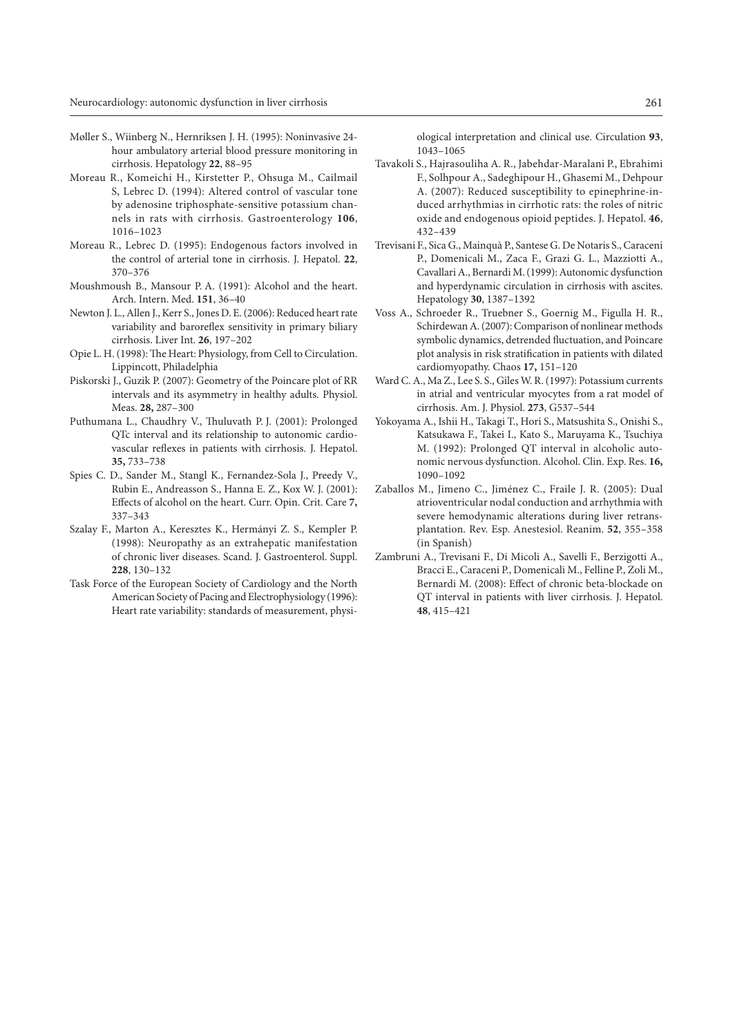Møller S., Wiinberg N., Hernriksen J. H. (1995): Noninvasive 24-hour ambulatory arterial blood pressure monitoring in cirrhosis. Hepatology **22**, 88–95

Moreau R., Komeichi H., Kirstetter P., Ohsuga M., Cailmail S, Lebrec D. (1994): Altered control of vascular tone by adenosine triphosphate-sensitive potassium channels in rats with cirrhosis. Gastroenterology **106**, 1016–1023

Moreau R., Lebrec D. (1995): Endogenous factors involved in the control of arterial tone in cirrhosis. J. Hepatol. **22**, 370–376

Moushmoush B., Mansour P. A. (1991): Alcohol and the heart. Arch. Intern. Med. **151**, 36–40

Newton J. L., Allen J., Kerr S., Jones D. E. (2006): Reduced heart rate variability and baroreflex sensitivity in primary biliary cirrhosis. Liver Int. **26**, 197–202

Opie L. H. (1998): The Heart: Physiology, from Cell to Circulation. Lippincott, Philadelphia

Piskorski J., Guzik P. (2007): Geometry of the Poincare plot of RR intervals and its asymmetry in healthy adults. Physiol. Meas. **28,** 287–300

Puthumana L., Chaudhry V., Thuluvath P. J. (2001): Prolonged QTc interval and its relationship to autonomic cardiovascular reflexes in patients with cirrhosis. J. Hepatol. **35,** 733–738

Spies C. D., Sander M., Stangl K., Fernandez-Sola J., Preedy V., Rubin E., Andreasson S., Hanna E. Z., Kox W. J. (2001): Effects of alcohol on the heart. Curr. Opin. Crit. Care **7,** 337–343

Szalay F., Marton A., Keresztes K., Hermányi Z. S., Kempler P. (1998): Neuropathy as an extrahepatic manifestation of chronic liver diseases. Scand. J. Gastroenterol. Suppl. **228**, 130–132

Task Force of the European Society of Cardiology and the North American Society of Pacing and Electrophysiology (1996): Heart rate variability: standards of measurement, physiological interpretation and clinical use. Circulation **93**, 1043–1065

Tavakoli S., Hajrasouliha A. R., Jabehdar-Maralani P., Ebrahimi F., Solhpour A., Sadeghipour H., Ghasemi M., Dehpour A. (2007): Reduced susceptibility to epinephrine-induced arrhythmias in cirrhotic rats: the roles of nitric oxide and endogenous opioid peptides. J. Hepatol. **46**, 432–439

Trevisani F., Sica G., Mainquà P., Santese G. De Notaris S., Caraceni P., Domenicali M., Zaca F., Grazi G. L., Mazziotti A., Cavallari A., Bernardi M. (1999): Autonomic dysfunction and hyperdynamic circulation in cirrhosis with ascites. Hepatology **30**, 1387–1392

Voss A., Schroeder R., Truebner S., Goernig M., Figulla H. R., Schirdewan A. (2007): Comparison of nonlinear methods symbolic dynamics, detrended fluctuation, and Poincare plot analysis in risk stratification in patients with dilated cardiomyopathy. Chaos **17,** 151–120

Ward C. A., Ma Z., Lee S. S., Giles W. R. (1997): Potassium currents in atrial and ventricular myocytes from a rat model of cirrhosis. Am. J. Physiol. **273**, G537–544

Yokoyama A., Ishii H., Takagi T., Hori S., Matsushita S., Onishi S., Katsukawa F., Takei I., Kato S., Maruyama K., Tsuchiya M. (1992): Prolonged QT interval in alcoholic autonomic nervous dysfunction. Alcohol. Clin. Exp. Res. **16,** 1090–1092

Zaballos M., Jimeno C., Jiménez C., Fraile J. R. (2005): Dual atrioventricular nodal conduction and arrhythmia with severe hemodynamic alterations during liver retransplantation. Rev. Esp. Anestesiol. Reanim. **52**, 355–358 (in Spanish)

Zambruni A., Trevisani F., Di Micoli A., Savelli F., Berzigotti A., Bracci E., Caraceni P., Domenicali M., Felline P., Zoli M., Bernardi M. (2008): Effect of chronic beta-blockade on QT interval in patients with liver cirrhosis. J. Hepatol. **48**, 415–421